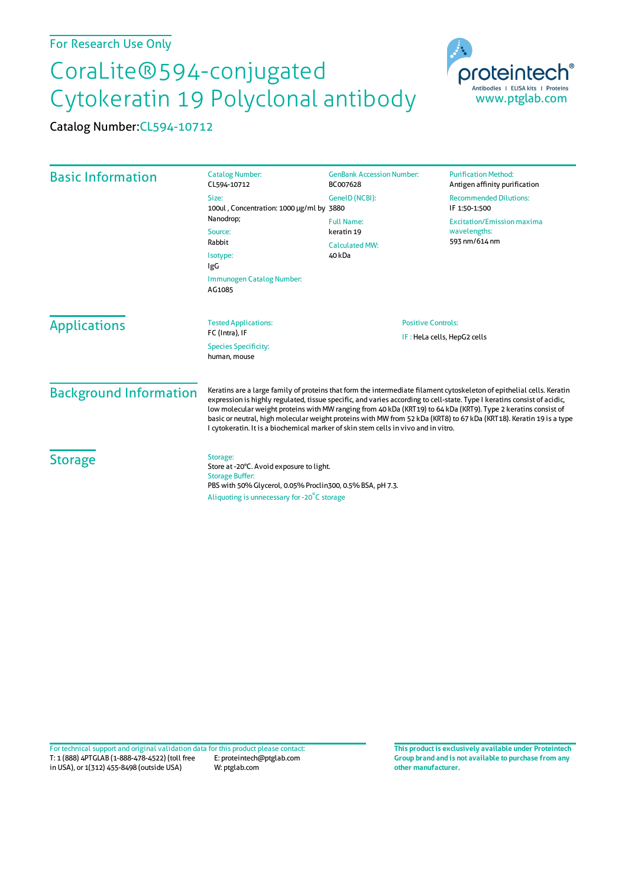For Research Use Only

# CoraLite®594-conjugated Cytokeratin 19 Polyclonal antibody

Catalog Number: CL594-10712

proteintech® Antibodies | ELISA kits | Proteins
www.ptglab.com

## Basic Information

Catalog Number:
CL594-10712

Size:
100ul , Concentration: 1000 μg/ml by Nanodrop;

Source:
Rabbit

Isotype:
IgG

Immunogen Catalog Number:
AG1085

GenBank Accession Number:
BC007628

GeneID (NCBI):
3880

Full Name:
keratin 19

Calculated MW:
40 kDa

Purification Method:
Antigen affinity purification

Recommended Dilutions:
IF 1:50-1:500

Excitation/Emission maxima wavelengths:
593 nm/614 nm

## Applications

Tested Applications:
FC (Intra), IF

Species Specificity:
human, mouse

Positive Controls:
IF : HeLa cells, HepG2 cells

## Background Information

Keratins are a large family of proteins that form the intermediate filament cytoskeleton of epithelial cells. Keratin expression is highly regulated, tissue specific, and varies according to cell-state. Type I keratins consist of acidic, low molecular weight proteins with MW ranging from 40 kDa (KRT19) to 64 kDa (KRT9). Type 2 keratins consist of basic or neutral, high molecular weight proteins with MW from 52 kDa (KRT8) to 67 kDa (KRT18). Keratin 19 is a type I cytokeratin. It is a biochemical marker of skin stem cells in vivo and in vitro.

## Storage

Storage:
Store at -20°C. Avoid exposure to light.

Storage Buffer:
PBS with 50% Glycerol, 0.05% Proclin300, 0.5% BSA, pH 7.3.

Aliquoting is unnecessary for -20°C storage

For technical support and original validation data for this product please contact:
T: 1 (888) 4PTGLAB (1-888-478-4522) (toll free in USA), or 1(312) 455-8498 (outside USA)
E: proteintech@ptglab.com
W: ptglab.com

**This product is exclusively available under Proteintech Group brand and is not available to purchase from any other manufacturer.**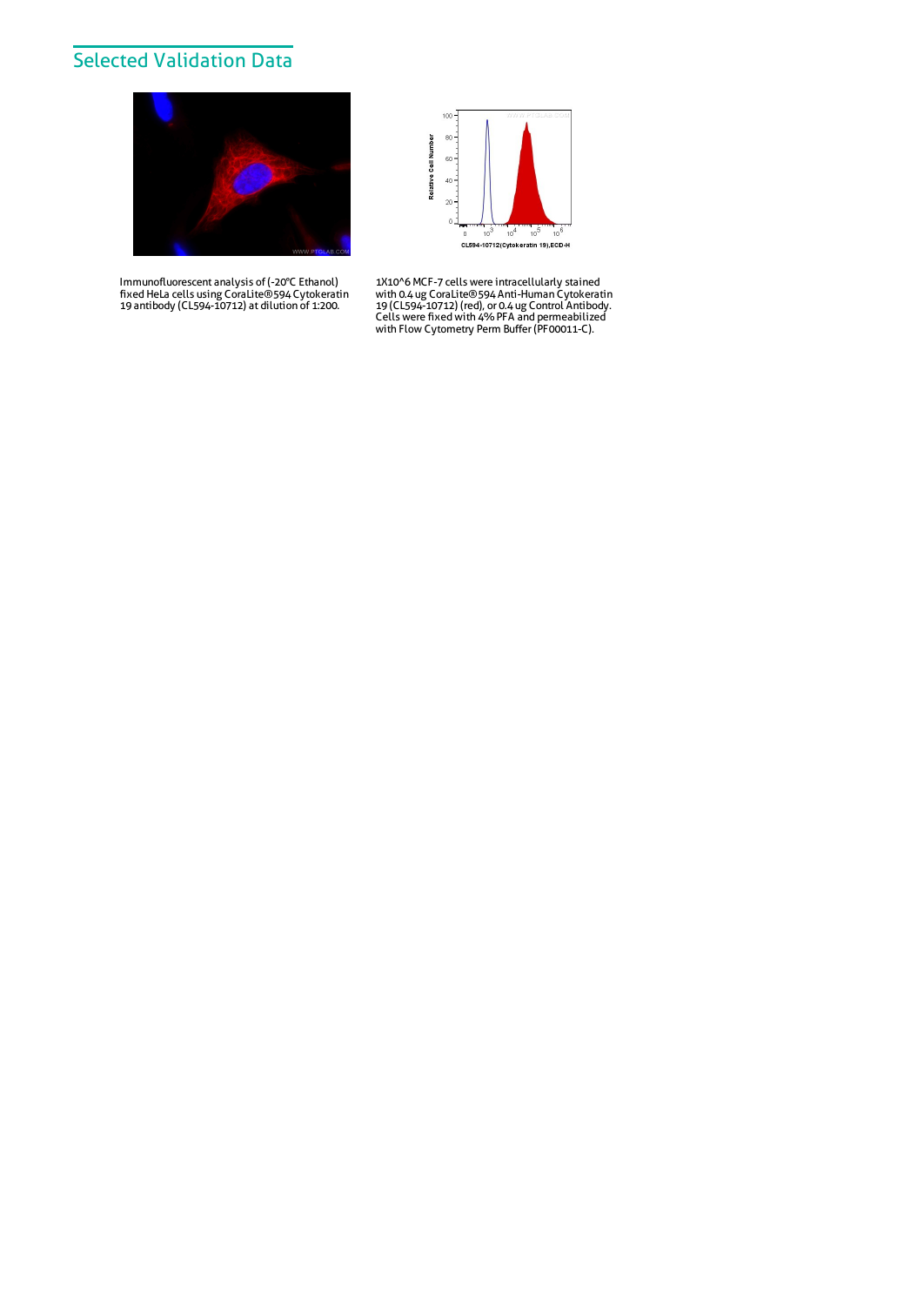## Selected Validation Data

WWW.PTGLAB.COM

Immunofluorescent analysis of (-20°C Ethanol) fixed HeLa cells using CoraLite®594 Cytokeratin 19 antibody (CL594-10712) at dilution of 1:200.

Relative Cell Number

100
80
60
40
20
0

0 $10^3$ $10^4$ $10^5$ $10^6$

CL594-10712(Cytokeratin 19),ECD-H

WWW.PTGLAB.COM

1X10^6 MCF-7 cells were intracellularly stained with 0.4 ug CoraLite®594 Anti-Human Cytokeratin 19 (CL594-10712) (red), or 0.4 ug Control Antibody. Cells were fixed with 4% PFA and permeabilized with Flow Cytometry Perm Buffer (PF00011-C).